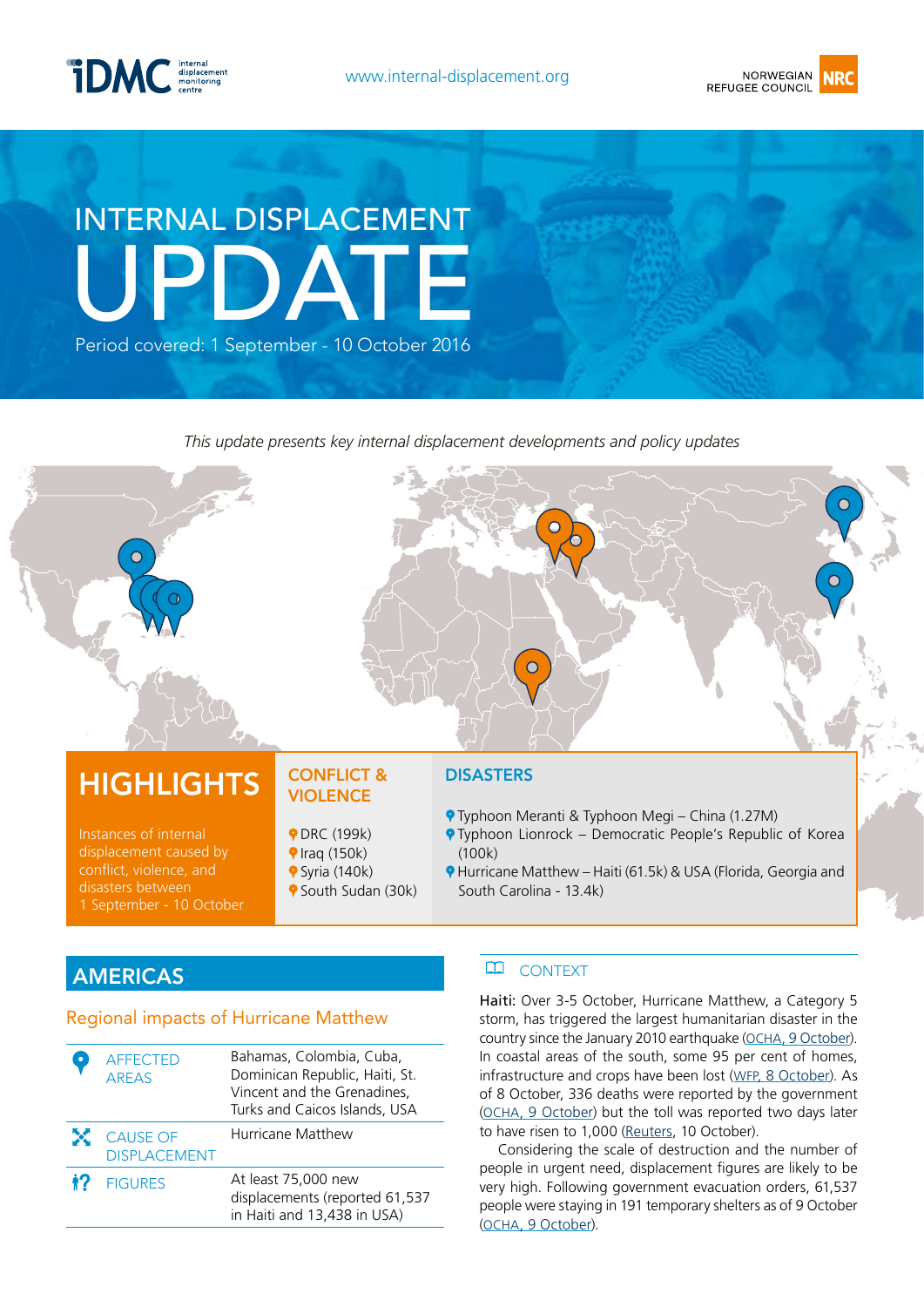iDMC internal displacement monitoring centre

www.internal-displacement.org

NORWEGIAN REFUGEE COUNCIL NRC

# INTERNAL DISPLACEMENT UPDATE

Period covered: 1 September - 10 October 2016

*This update presents key internal displacement developments and policy updates*

## HIGHLIGHTS

Instances of internal displacement caused by conflict, violence, and disasters between 1 September - 10 October

### CONFLICT & VIOLENCE

- DRC (199k)
- Iraq (150k)
- Syria (140k)
- South Sudan (30k)

### DISASTERS

- Typhoon Meranti & Typhoon Megi – China (1.27M)
- Typhoon Lionrock – Democratic People's Republic of Korea (100k)
- Hurricane Matthew – Haiti (61.5k) & USA (Florida, Georgia and South Carolina - 13.4k)

## AMERICAS

### Regional impacts of Hurricane Matthew

| | |
|---|---|
| AFFECTED AREAS | Bahamas, Colombia, Cuba, Dominican Republic, Haiti, St. Vincent and the Grenadines, Turks and Caicos Islands, USA |
| CAUSE OF DISPLACEMENT | Hurricane Matthew |
| FIGURES | At least 75,000 new displacements (reported 61,537 in Haiti and 13,438 in USA) |

### CONTEXT

**Haiti:** Over 3-5 October, Hurricane Matthew, a Category 5 storm, has triggered the largest humanitarian disaster in the country since the January 2010 earthquake (OCHA, 9 October). In coastal areas of the south, some 95 per cent of homes, infrastructure and crops have been lost (WFP, 8 October). As of 8 October, 336 deaths were reported by the government (OCHA, 9 October) but the toll was reported two days later to have risen to 1,000 (Reuters, 10 October).

Considering the scale of destruction and the number of people in urgent need, displacement figures are likely to be very high. Following government evacuation orders, 61,537 people were staying in 191 temporary shelters as of 9 October (OCHA, 9 October).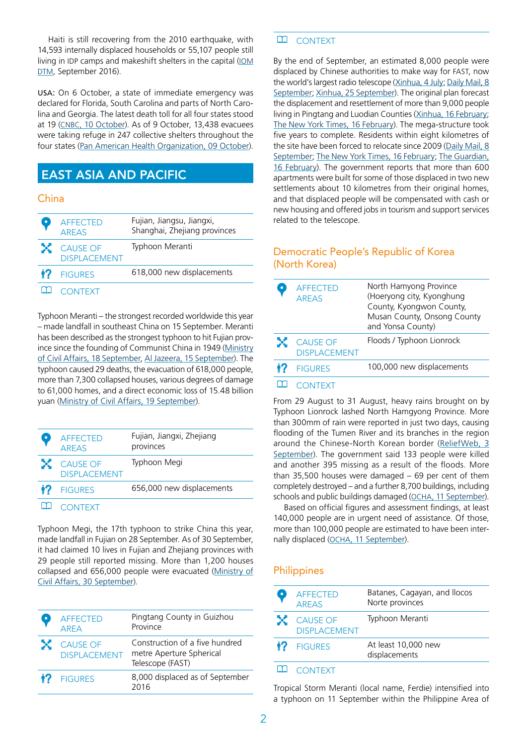Haiti is still recovering from the 2010 earthquake, with 14,593 internally displaced households or 55,107 people still living in IDP camps and makeshift shelters in the capital (IOM DTM, September 2016).

USA: On 6 October, a state of immediate emergency was declared for Florida, South Carolina and parts of North Carolina and Georgia. The latest death toll for all four states stood at 19 (CNBC, 10 October). As of 9 October, 13,438 evacuees were taking refuge in 247 collective shelters throughout the four states (Pan American Health Organization, 09 October).

## EAST ASIA AND PACIFIC

### China

| | |
|---|---|
| AFFECTED AREAS | Fujian, Jiangsu, Jiangxi, Shanghai, Zhejiang provinces |
| CAUSE OF DISPLACEMENT | Typhoon Meranti |
| FIGURES | 618,000 new displacements |

CONTEXT

Typhoon Meranti – the strongest recorded worldwide this year – made landfall in southeast China on 15 September. Meranti has been described as the strongest typhoon to hit Fujian province since the founding of Communist China in 1949 (Ministry of Civil Affairs, 18 September, Al Jazeera, 15 September). The typhoon caused 29 deaths, the evacuation of 618,000 people, more than 7,300 collapsed houses, various degrees of damage to 61,000 homes, and a direct economic loss of 15.48 billion yuan (Ministry of Civil Affairs, 19 September).

| | |
|---|---|
| AFFECTED AREAS | Fujian, Jiangxi, Zhejiang provinces |
| CAUSE OF DISPLACEMENT | Typhoon Megi |
| FIGURES | 656,000 new displacements |

CONTEXT

Typhoon Megi, the 17th typhoon to strike China this year, made landfall in Fujian on 28 September. As of 30 September, it had claimed 10 lives in Fujian and Zhejiang provinces with 29 people still reported missing. More than 1,200 houses collapsed and 656,000 people were evacuated (Ministry of Civil Affairs, 30 September).

| | |
|---|---|
| AFFECTED AREA | Pingtang County in Guizhou Province |
| CAUSE OF DISPLACEMENT | Construction of a five hundred metre Aperture Spherical Telescope (FAST) |
| FIGURES | 8,000 displaced as of September 2016 |

CONTEXT

By the end of September, an estimated 8,000 people were displaced by Chinese authorities to make way for FAST, now the world's largest radio telescope (Xinhua, 4 July; Daily Mail, 8 September; Xinhua, 25 September). The original plan forecast the displacement and resettlement of more than 9,000 people living in Pingtang and Luodian Counties (Xinhua, 16 February; The New York Times, 16 February). The mega-structure took five years to complete. Residents within eight kilometres of the site have been forced to relocate since 2009 (Daily Mail, 8 September; The New York Times, 16 February; The Guardian, 16 February). The government reports that more than 600 apartments were built for some of those displaced in two new settlements about 10 kilometres from their original homes, and that displaced people will be compensated with cash or new housing and offered jobs in tourism and support services related to the telescope.

### Democratic People's Republic of Korea (North Korea)

| | |
|---|---|
| AFFECTED AREAS | North Hamyong Province (Hoeryong city, Kyonghung County, Kyongwon County, Musan County, Onsong County and Yonsa County) |
| CAUSE OF DISPLACEMENT | Floods / Typhoon Lionrock |
| FIGURES | 100,000 new displacements |

CONTEXT

From 29 August to 31 August, heavy rains brought on by Typhoon Lionrock lashed North Hamgyong Province. More than 300mm of rain were reported in just two days, causing flooding of the Tumen River and its branches in the region around the Chinese-North Korean border (ReliefWeb, 3 September). The government said 133 people were killed and another 395 missing as a result of the floods. More than 35,500 houses were damaged – 69 per cent of them completely destroyed – and a further 8,700 buildings, including schools and public buildings damaged (OCHA, 11 September).

Based on official figures and assessment findings, at least 140,000 people are in urgent need of assistance. Of those, more than 100,000 people are estimated to have been internally displaced (OCHA, 11 September).

### Philippines

| | |
|---|---|
| AFFECTED AREAS | Batanes, Cagayan, and Ilocos Norte provinces |
| CAUSE OF DISPLACEMENT | Typhoon Meranti |
| FIGURES | At least 10,000 new displacements |

CONTEXT

Tropical Storm Meranti (local name, Ferdie) intensified into a typhoon on 11 September within the Philippine Area of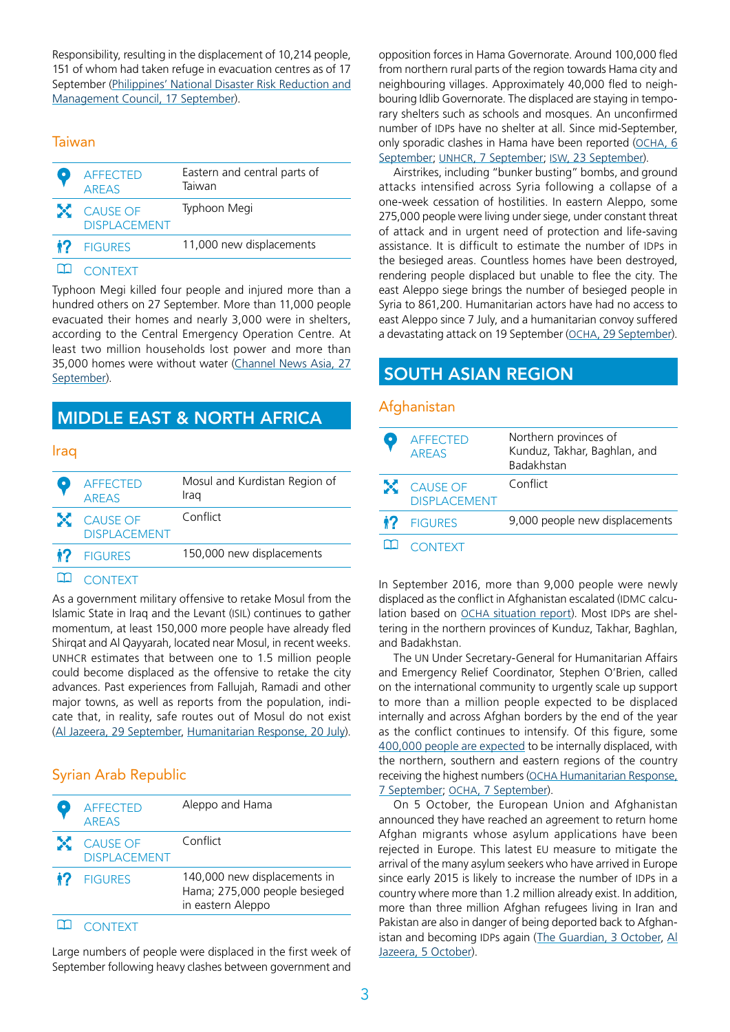Responsibility, resulting in the displacement of 10,214 people, 151 of whom had taken refuge in evacuation centres as of 17 September (Philippines' National Disaster Risk Reduction and Management Council, 17 September).

### Taiwan

| | |
|---|---|
| AFFECTED AREAS | Eastern and central parts of Taiwan |
| CAUSE OF DISPLACEMENT | Typhoon Megi |
| FIGURES | 11,000 new displacements |

CONTEXT

Typhoon Megi killed four people and injured more than a hundred others on 27 September. More than 11,000 people evacuated their homes and nearly 3,000 were in shelters, according to the Central Emergency Operation Centre. At least two million households lost power and more than 35,000 homes were without water (Channel News Asia, 27 September).

## MIDDLE EAST & NORTH AFRICA

### Iraq

| | |
|---|---|
| AFFECTED AREAS | Mosul and Kurdistan Region of Iraq |
| CAUSE OF DISPLACEMENT | Conflict |
| FIGURES | 150,000 new displacements |

CONTEXT

As a government military offensive to retake Mosul from the Islamic State in Iraq and the Levant (ISIL) continues to gather momentum, at least 150,000 more people have already fled Shirqat and Al Qayyarah, located near Mosul, in recent weeks. UNHCR estimates that between one to 1.5 million people could become displaced as the offensive to retake the city advances. Past experiences from Fallujah, Ramadi and other major towns, as well as reports from the population, indicate that, in reality, safe routes out of Mosul do not exist (Al Jazeera, 29 September, Humanitarian Response, 20 July).

### Syrian Arab Republic

| | |
|---|---|
| AFFECTED AREAS | Aleppo and Hama |
| CAUSE OF DISPLACEMENT | Conflict |
| FIGURES | 140,000 new displacements in Hama; 275,000 people besieged in eastern Aleppo |

CONTEXT

Large numbers of people were displaced in the first week of September following heavy clashes between government and opposition forces in Hama Governorate. Around 100,000 fled from northern rural parts of the region towards Hama city and neighbouring villages. Approximately 40,000 fled to neighbouring Idlib Governorate. The displaced are staying in temporary shelters such as schools and mosques. An unconfirmed number of IDPs have no shelter at all. Since mid-September, only sporadic clashes in Hama have been reported (OCHA, 6 September; UNHCR, 7 September; ISW, 23 September).

Airstrikes, including "bunker busting" bombs, and ground attacks intensified across Syria following a collapse of a one-week cessation of hostilities. In eastern Aleppo, some 275,000 people were living under siege, under constant threat of attack and in urgent need of protection and life-saving assistance. It is difficult to estimate the number of IDPs in the besieged areas. Countless homes have been destroyed, rendering people displaced but unable to flee the city. The east Aleppo siege brings the number of besieged people in Syria to 861,200. Humanitarian actors have had no access to east Aleppo since 7 July, and a humanitarian convoy suffered a devastating attack on 19 September (OCHA, 29 September).

## SOUTH ASIAN REGION

### Afghanistan

| | |
|---|---|
| AFFECTED AREAS | Northern provinces of Kunduz, Takhar, Baghlan, and Badakhstan |
| CAUSE OF DISPLACEMENT | Conflict |
| FIGURES | 9,000 people new displacements |

CONTEXT

In September 2016, more than 9,000 people were newly displaced as the conflict in Afghanistan escalated (IDMC calculation based on OCHA situation report). Most IDPs are sheltering in the northern provinces of Kunduz, Takhar, Baghlan, and Badakhstan.

The UN Under Secretary-General for Humanitarian Affairs and Emergency Relief Coordinator, Stephen O'Brien, called on the international community to urgently scale up support to more than a million people expected to be displaced internally and across Afghan borders by the end of the year as the conflict continues to intensify. Of this figure, some 400,000 people are expected to be internally displaced, with the northern, southern and eastern regions of the country receiving the highest numbers (OCHA Humanitarian Response, 7 September; OCHA, 7 September).

On 5 October, the European Union and Afghanistan announced they have reached an agreement to return home Afghan migrants whose asylum applications have been rejected in Europe. This latest EU measure to mitigate the arrival of the many asylum seekers who have arrived in Europe since early 2015 is likely to increase the number of IDPs in a country where more than 1.2 million already exist. In addition, more than three million Afghan refugees living in Iran and Pakistan are also in danger of being deported back to Afghanistan and becoming IDPs again (The Guardian, 3 October, Al Jazeera, 5 October).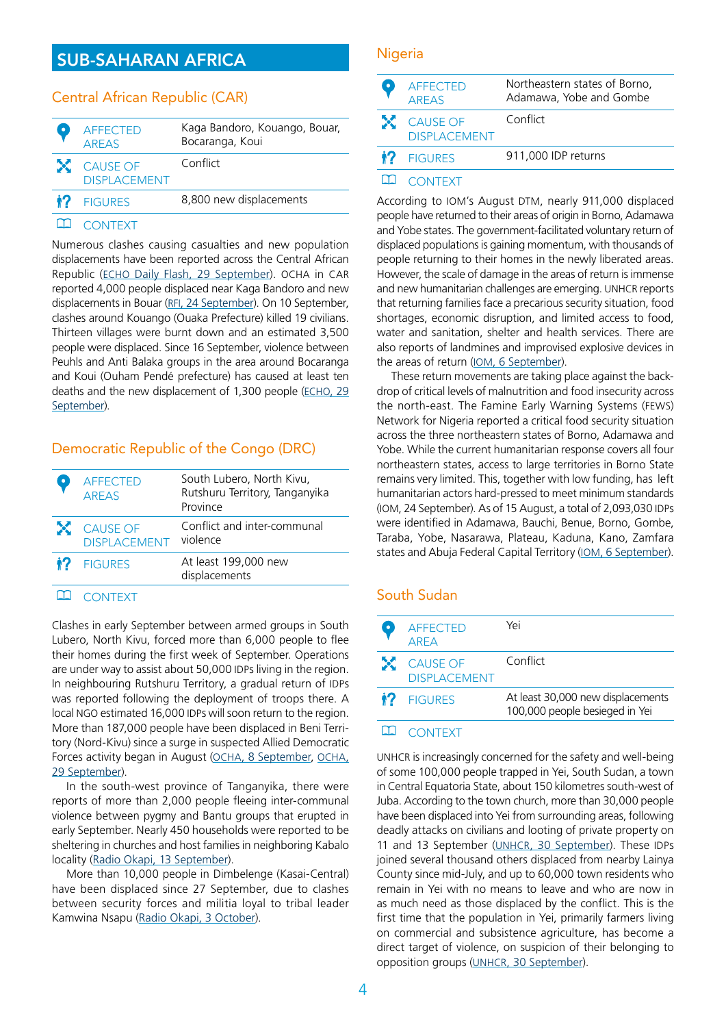# SUB-SAHARAN AFRICA

## Central African Republic (CAR)

| | |
|---|---|
| AFFECTED AREAS | Kaga Bandoro, Kouango, Bouar, Bocaranga, Koui |
| CAUSE OF DISPLACEMENT | Conflict |
| FIGURES | 8,800 new displacements |

CONTEXT

Numerous clashes causing casualties and new population displacements have been reported across the Central African Republic (ECHO Daily Flash, 29 September). OCHA in CAR reported 4,000 people displaced near Kaga Bandoro and new displacements in Bouar (RFI, 24 September). On 10 September, clashes around Kouango (Ouaka Prefecture) killed 19 civilians. Thirteen villages were burnt down and an estimated 3,500 people were displaced. Since 16 September, violence between Peuhls and Anti Balaka groups in the area around Bocaranga and Koui (Ouham Pendé prefecture) has caused at least ten deaths and the new displacement of 1,300 people (ECHO, 29 September).

## Democratic Republic of the Congo (DRC)

| | |
|---|---|
| AFFECTED AREAS | South Lubero, North Kivu, Rutshuru Territory, Tanganyika Province |
| CAUSE OF DISPLACEMENT | Conflict and inter-communal violence |
| FIGURES | At least 199,000 new displacements |

CONTEXT

Clashes in early September between armed groups in South Lubero, North Kivu, forced more than 6,000 people to flee their homes during the first week of September. Operations are under way to assist about 50,000 IDPs living in the region. In neighbouring Rutshuru Territory, a gradual return of IDPs was reported following the deployment of troops there. A local NGO estimated 16,000 IDPs will soon return to the region. More than 187,000 people have been displaced in Beni Territory (Nord-Kivu) since a surge in suspected Allied Democratic Forces activity began in August (OCHA, 8 September, OCHA, 29 September).

In the south-west province of Tanganyika, there were reports of more than 2,000 people fleeing inter-communal violence between pygmy and Bantu groups that erupted in early September. Nearly 450 households were reported to be sheltering in churches and host families in neighboring Kabalo locality (Radio Okapi, 13 September).

More than 10,000 people in Dimbelenge (Kasai-Central) have been displaced since 27 September, due to clashes between security forces and militia loyal to tribal leader Kamwina Nsapu (Radio Okapi, 3 October).

## Nigeria

| | |
|---|---|
| AFFECTED AREAS | Northeastern states of Borno, Adamawa, Yobe and Gombe |
| CAUSE OF DISPLACEMENT | Conflict |
| FIGURES | 911,000 IDP returns |

CONTEXT

According to IOM's August DTM, nearly 911,000 displaced people have returned to their areas of origin in Borno, Adamawa and Yobe states. The government-facilitated voluntary return of displaced populations is gaining momentum, with thousands of people returning to their homes in the newly liberated areas. However, the scale of damage in the areas of return is immense and new humanitarian challenges are emerging. UNHCR reports that returning families face a precarious security situation, food shortages, economic disruption, and limited access to food, water and sanitation, shelter and health services. There are also reports of landmines and improvised explosive devices in the areas of return (IOM, 6 September).

These return movements are taking place against the backdrop of critical levels of malnutrition and food insecurity across the north-east. The Famine Early Warning Systems (FEWS) Network for Nigeria reported a critical food security situation across the three northeastern states of Borno, Adamawa and Yobe. While the current humanitarian response covers all four northeastern states, access to large territories in Borno State remains very limited. This, together with low funding, has left humanitarian actors hard-pressed to meet minimum standards (IOM, 24 September). As of 15 August, a total of 2,093,030 IDPs were identified in Adamawa, Bauchi, Benue, Borno, Gombe, Taraba, Yobe, Nasarawa, Plateau, Kaduna, Kano, Zamfara states and Abuja Federal Capital Territory (IOM, 6 September).

## South Sudan

| | |
|---|---|
| AFFECTED AREA | Yei |
| CAUSE OF DISPLACEMENT | Conflict |
| FIGURES | At least 30,000 new displacements<br>100,000 people besieged in Yei |

CONTEXT

UNHCR is increasingly concerned for the safety and well-being of some 100,000 people trapped in Yei, South Sudan, a town in Central Equatoria State, about 150 kilometres south-west of Juba. According to the town church, more than 30,000 people have been displaced into Yei from surrounding areas, following deadly attacks on civilians and looting of private property on 11 and 13 September (UNHCR, 30 September). These IDPs joined several thousand others displaced from nearby Lainya County since mid-July, and up to 60,000 town residents who remain in Yei with no means to leave and who are now in as much need as those displaced by the conflict. This is the first time that the population in Yei, primarily farmers living on commercial and subsistence agriculture, has become a direct target of violence, on suspicion of their belonging to opposition groups (UNHCR, 30 September).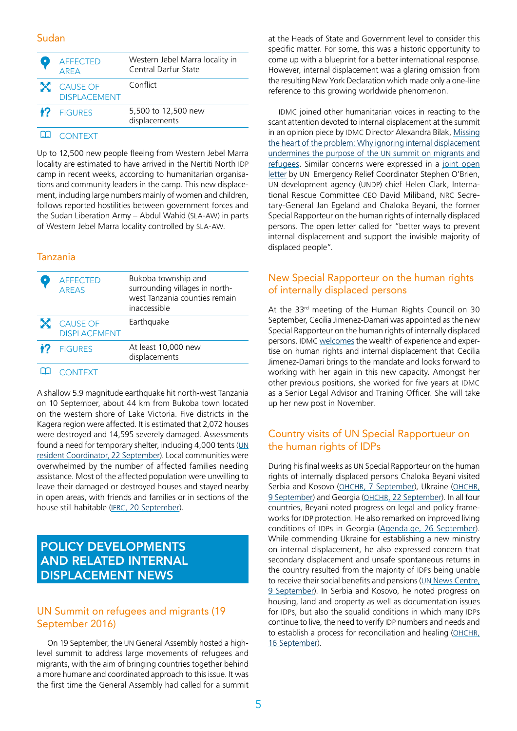## Sudan

| | |
|---|---|
| AFFECTED AREA | Western Jebel Marra locality in Central Darfur State |
| CAUSE OF DISPLACEMENT | Conflict |
| FIGURES | 5,500 to 12,500 new displacements |

CONTEXT

Up to 12,500 new people fleeing from Western Jebel Marra locality are estimated to have arrived in the Nertiti North IDP camp in recent weeks, according to humanitarian organisations and community leaders in the camp. This new displacement, including large numbers mainly of women and children, follows reported hostilities between government forces and the Sudan Liberation Army – Abdul Wahid (SLA-AW) in parts of Western Jebel Marra locality controlled by SLA-AW.

## Tanzania

| | |
|---|---|
| AFFECTED AREAS | Bukoba township and surrounding villages in north-west Tanzania counties remain inaccessible |
| CAUSE OF DISPLACEMENT | Earthquake |
| FIGURES | At least 10,000 new displacements |

CONTEXT

A shallow 5.9 magnitude earthquake hit north-west Tanzania on 10 September, about 44 km from Bukoba town located on the western shore of Lake Victoria. Five districts in the Kagera region were affected. It is estimated that 2,072 houses were destroyed and 14,595 severely damaged. Assessments found a need for temporary shelter, including 4,000 tents (UN resident Coordinator, 22 September). Local communities were overwhelmed by the number of affected families needing assistance. Most of the affected population were unwilling to leave their damaged or destroyed houses and stayed nearby in open areas, with friends and families or in sections of the house still habitable (IFRC, 20 September).

# POLICY DEVELOPMENTS AND RELATED INTERNAL DISPLACEMENT NEWS

## UN Summit on refugees and migrants (19 September 2016)

On 19 September, the UN General Assembly hosted a high-level summit to address large movements of refugees and migrants, with the aim of bringing countries together behind a more humane and coordinated approach to this issue. It was the first time the General Assembly had called for a summit at the Heads of State and Government level to consider this specific matter. For some, this was a historic opportunity to come up with a blueprint for a better international response. However, internal displacement was a glaring omission from the resulting New York Declaration which made only a one-line reference to this growing worldwide phenomenon.

IDMC joined other humanitarian voices in reacting to the scant attention devoted to internal displacement at the summit in an opinion piece by IDMC Director Alexandra Bilak, Missing the heart of the problem: Why ignoring internal displacement undermines the purpose of the UN summit on migrants and refugees. Similar concerns were expressed in a joint open letter by UN Emergency Relief Coordinator Stephen O'Brien, UN development agency (UNDP) chief Helen Clark, International Rescue Committee CEO David Miliband, NRC Secretary-General Jan Egeland and Chaloka Beyani, the former Special Rapporteur on the human rights of internally displaced persons. The open letter called for "better ways to prevent internal displacement and support the invisible majority of displaced people".

## New Special Rapporteur on the human rights of internally displaced persons

At the 33rd meeting of the Human Rights Council on 30 September, Cecilia Jimenez-Damari was appointed as the new Special Rapporteur on the human rights of internally displaced persons. IDMC welcomes the wealth of experience and expertise on human rights and internal displacement that Cecilia Jimenez-Damari brings to the mandate and looks forward to working with her again in this new capacity. Amongst her other previous positions, she worked for five years at IDMC as a Senior Legal Advisor and Training Officer. She will take up her new post in November.

## Country visits of UN Special Rapportuer on the human rights of IDPs

During his final weeks as UN Special Rapporteur on the human rights of internally displaced persons Chaloka Beyani visited Serbia and Kosovo (OHCHR, 7 September), Ukraine (OHCHR, 9 September) and Georgia (OHCHR, 22 September). In all four countries, Beyani noted progress on legal and policy frameworks for IDP protection. He also remarked on improved living conditions of IDPs in Georgia (Agenda.ge, 26 September). While commending Ukraine for establishing a new ministry on internal displacement, he also expressed concern that secondary displacement and unsafe spontaneous returns in the country resulted from the majority of IDPs being unable to receive their social benefits and pensions (UN News Centre, 9 September). In Serbia and Kosovo, he noted progress on housing, land and property as well as documentation issues for IDPs, but also the squalid conditions in which many IDPs continue to live, the need to verify IDP numbers and needs and to establish a process for reconciliation and healing (OHCHR, 16 September).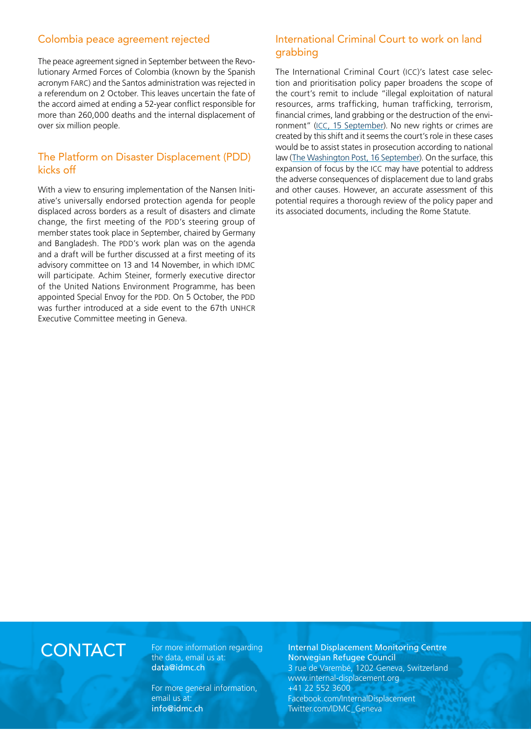## Colombia peace agreement rejected

The peace agreement signed in September between the Revolutionary Armed Forces of Colombia (known by the Spanish acronym FARC) and the Santos administration was rejected in a referendum on 2 October. This leaves uncertain the fate of the accord aimed at ending a 52-year conflict responsible for more than 260,000 deaths and the internal displacement of over six million people.

## The Platform on Disaster Displacement (PDD) kicks off

With a view to ensuring implementation of the Nansen Initiative's universally endorsed protection agenda for people displaced across borders as a result of disasters and climate change, the first meeting of the PDD's steering group of member states took place in September, chaired by Germany and Bangladesh. The PDD's work plan was on the agenda and a draft will be further discussed at a first meeting of its advisory committee on 13 and 14 November, in which IDMC will participate. Achim Steiner, formerly executive director of the United Nations Environment Programme, has been appointed Special Envoy for the PDD. On 5 October, the PDD was further introduced at a side event to the 67th UNHCR Executive Committee meeting in Geneva.

## International Criminal Court to work on land grabbing

The International Criminal Court (ICC)'s latest case selection and prioritisation policy paper broadens the scope of the court's remit to include "illegal exploitation of natural resources, arms trafficking, human trafficking, terrorism, financial crimes, land grabbing or the destruction of the environment" (ICC, 15 September). No new rights or crimes are created by this shift and it seems the court's role in these cases would be to assist states in prosecution according to national law (The Washington Post, 16 September). On the surface, this expansion of focus by the ICC may have potential to address the adverse consequences of displacement due to land grabs and other causes. However, an accurate assessment of this potential requires a thorough review of the policy paper and its associated documents, including the Rome Statute.

## CONTACT

For more information regarding the data, email us at:
**data@idmc.ch**

For more general information, email us at:
**info@idmc.ch**

**Internal Displacement Monitoring Centre**
**Norwegian Refugee Council**
3 rue de Varembé, 1202 Geneva, Switzerland
www.internal-displacement.org
+41 22 552 3600
Facebook.com/InternalDisplacement
Twitter.com/IDMC_Geneva